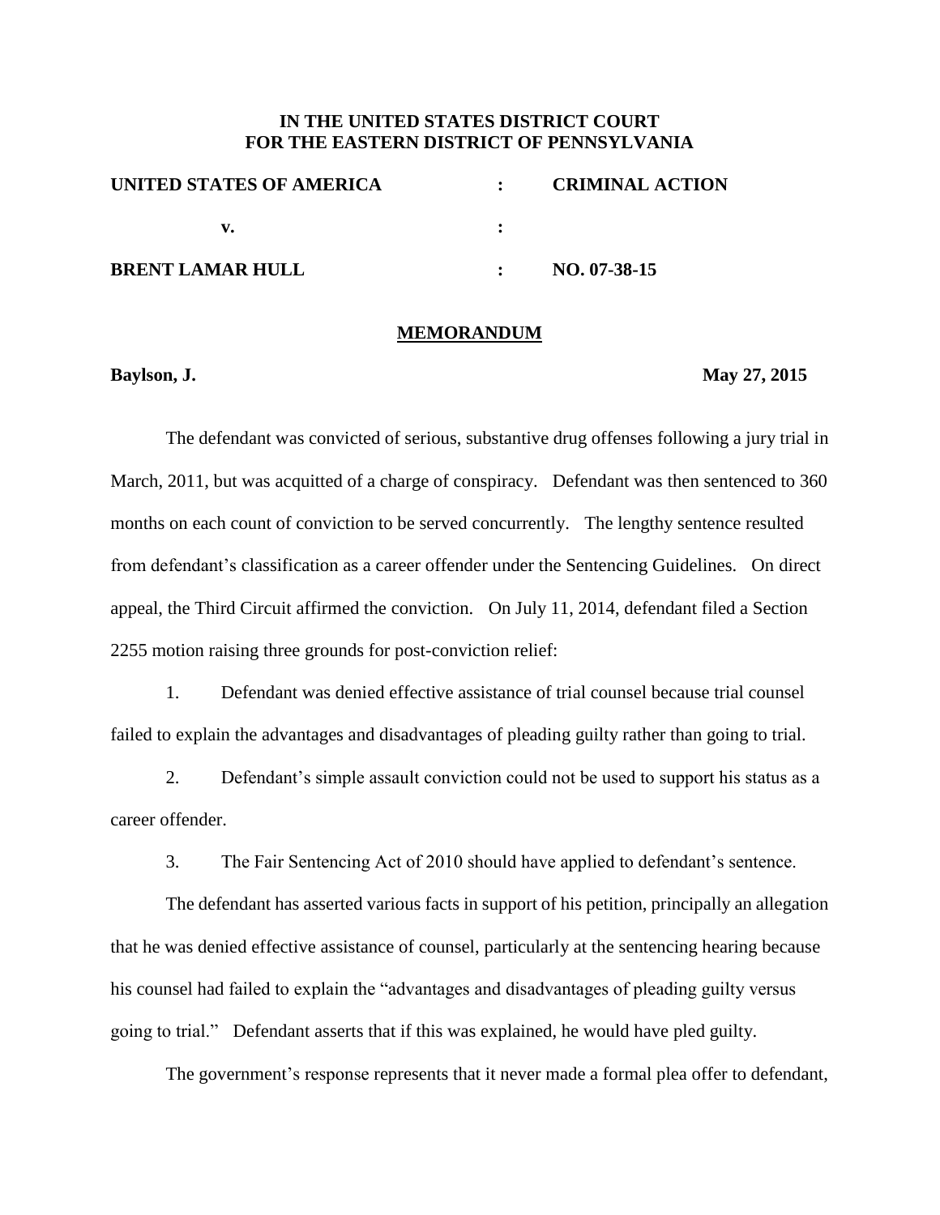**IN THE UNITED STATES DISTRICT COURT**
**FOR THE EASTERN DISTRICT OF PENNSYLVANIA**

| | | |
|---|---|---|
| **UNITED STATES OF AMERICA** | **:** | **CRIMINAL ACTION** |
| **v.** | **:** | |
| **BRENT LAMAR HULL** | **:** | **NO. 07-38-15** |

## MEMORANDUM

**Baylson, J.** **May 27, 2015**

The defendant was convicted of serious, substantive drug offenses following a jury trial in March, 2011, but was acquitted of a charge of conspiracy. Defendant was then sentenced to 360 months on each count of conviction to be served concurrently. The lengthy sentence resulted from defendant's classification as a career offender under the Sentencing Guidelines. On direct appeal, the Third Circuit affirmed the conviction. On July 11, 2014, defendant filed a Section 2255 motion raising three grounds for post-conviction relief:

1. Defendant was denied effective assistance of trial counsel because trial counsel failed to explain the advantages and disadvantages of pleading guilty rather than going to trial.

2. Defendant's simple assault conviction could not be used to support his status as a career offender.

3. The Fair Sentencing Act of 2010 should have applied to defendant's sentence.

The defendant has asserted various facts in support of his petition, principally an allegation that he was denied effective assistance of counsel, particularly at the sentencing hearing because his counsel had failed to explain the "advantages and disadvantages of pleading guilty versus going to trial." Defendant asserts that if this was explained, he would have pled guilty.

The government's response represents that it never made a formal plea offer to defendant,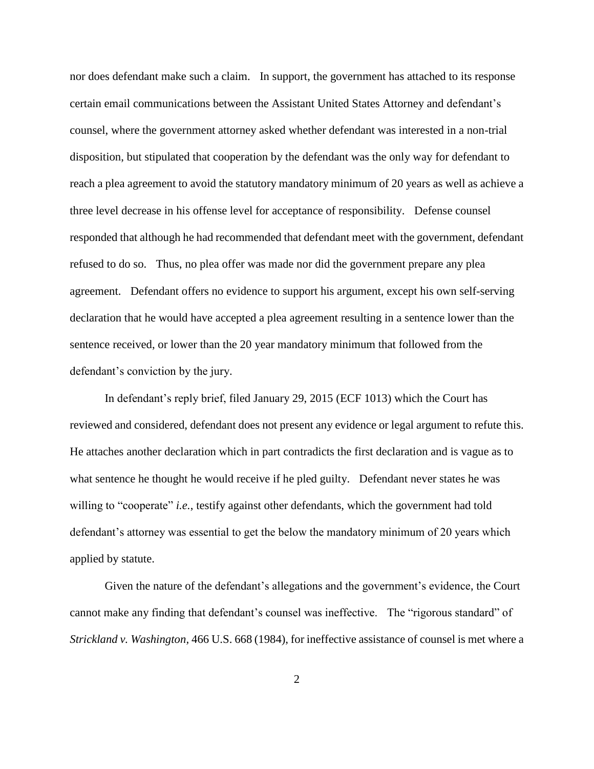nor does defendant make such a claim. In support, the government has attached to its response certain email communications between the Assistant United States Attorney and defendant's counsel, where the government attorney asked whether defendant was interested in a non-trial disposition, but stipulated that cooperation by the defendant was the only way for defendant to reach a plea agreement to avoid the statutory mandatory minimum of 20 years as well as achieve a three level decrease in his offense level for acceptance of responsibility. Defense counsel responded that although he had recommended that defendant meet with the government, defendant refused to do so. Thus, no plea offer was made nor did the government prepare any plea agreement. Defendant offers no evidence to support his argument, except his own self-serving declaration that he would have accepted a plea agreement resulting in a sentence lower than the sentence received, or lower than the 20 year mandatory minimum that followed from the defendant's conviction by the jury.

In defendant's reply brief, filed January 29, 2015 (ECF 1013) which the Court has reviewed and considered, defendant does not present any evidence or legal argument to refute this. He attaches another declaration which in part contradicts the first declaration and is vague as to what sentence he thought he would receive if he pled guilty. Defendant never states he was willing to "cooperate" *i.e.*, testify against other defendants, which the government had told defendant's attorney was essential to get the below the mandatory minimum of 20 years which applied by statute.

Given the nature of the defendant's allegations and the government's evidence, the Court cannot make any finding that defendant's counsel was ineffective. The "rigorous standard" of *Strickland v. Washington*, 466 U.S. 668 (1984), for ineffective assistance of counsel is met where a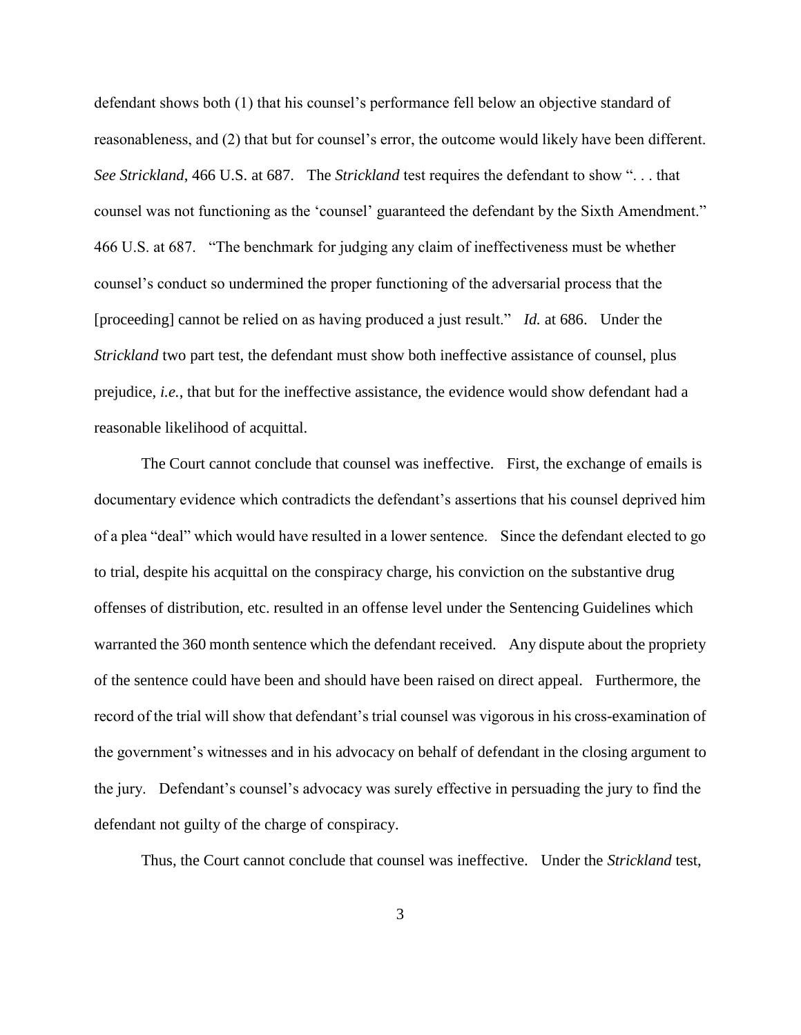defendant shows both (1) that his counsel's performance fell below an objective standard of reasonableness, and (2) that but for counsel's error, the outcome would likely have been different. *See Strickland*, 466 U.S. at 687. The *Strickland* test requires the defendant to show ". . . that counsel was not functioning as the 'counsel' guaranteed the defendant by the Sixth Amendment." 466 U.S. at 687. "The benchmark for judging any claim of ineffectiveness must be whether counsel's conduct so undermined the proper functioning of the adversarial process that the [proceeding] cannot be relied on as having produced a just result." *Id.* at 686. Under the *Strickland* two part test, the defendant must show both ineffective assistance of counsel, plus prejudice, *i.e.*, that but for the ineffective assistance, the evidence would show defendant had a reasonable likelihood of acquittal.

The Court cannot conclude that counsel was ineffective. First, the exchange of emails is documentary evidence which contradicts the defendant's assertions that his counsel deprived him of a plea "deal" which would have resulted in a lower sentence. Since the defendant elected to go to trial, despite his acquittal on the conspiracy charge, his conviction on the substantive drug offenses of distribution, etc. resulted in an offense level under the Sentencing Guidelines which warranted the 360 month sentence which the defendant received. Any dispute about the propriety of the sentence could have been and should have been raised on direct appeal. Furthermore, the record of the trial will show that defendant's trial counsel was vigorous in his cross-examination of the government's witnesses and in his advocacy on behalf of defendant in the closing argument to the jury. Defendant's counsel's advocacy was surely effective in persuading the jury to find the defendant not guilty of the charge of conspiracy.

Thus, the Court cannot conclude that counsel was ineffective. Under the *Strickland* test,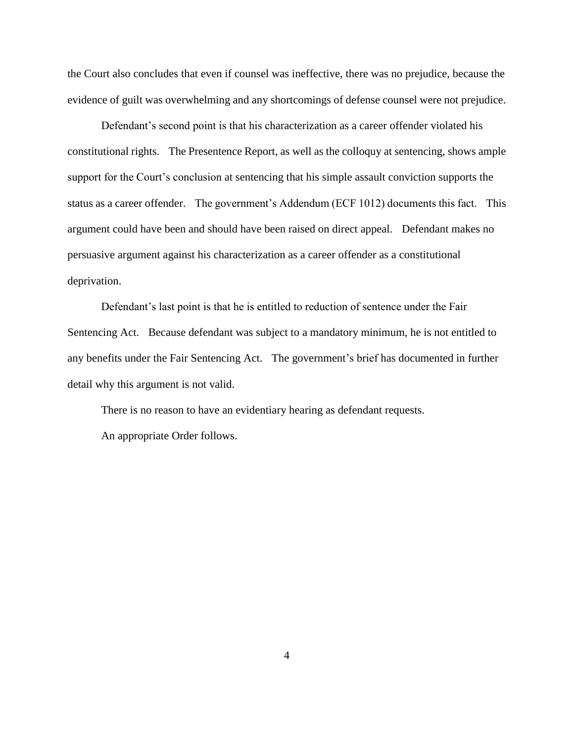the Court also concludes that even if counsel was ineffective, there was no prejudice, because the evidence of guilt was overwhelming and any shortcomings of defense counsel were not prejudice.

Defendant's second point is that his characterization as a career offender violated his constitutional rights. The Presentence Report, as well as the colloquy at sentencing, shows ample support for the Court's conclusion at sentencing that his simple assault conviction supports the status as a career offender. The government's Addendum (ECF 1012) documents this fact. This argument could have been and should have been raised on direct appeal. Defendant makes no persuasive argument against his characterization as a career offender as a constitutional deprivation.

Defendant's last point is that he is entitled to reduction of sentence under the Fair Sentencing Act. Because defendant was subject to a mandatory minimum, he is not entitled to any benefits under the Fair Sentencing Act. The government's brief has documented in further detail why this argument is not valid.

There is no reason to have an evidentiary hearing as defendant requests.

An appropriate Order follows.